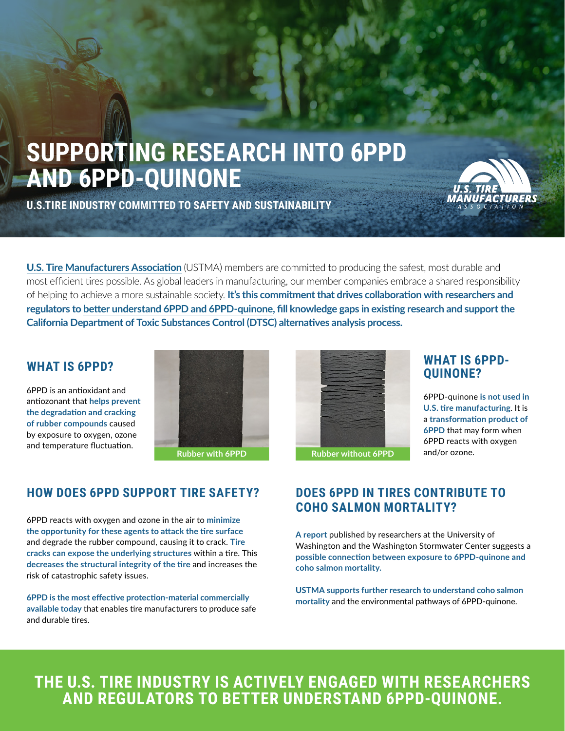# SUPPORTING RESEARCH INTO 6PPD AND 6PPD-QUINONE

**U.S.TIRE INDUSTRY COMMITTED TO SAFETY AND SUSTAINABILITY**

U.S. Tire Manufacturers Association (USTMA) members are committed to producing the safest, most durable and most efficient tires possible. As global leaders in manufacturing, our member companies embrace a shared responsibility of helping to achieve a more sustainable society. **It's this commitment that drives collaboration with researchers and regulators to better understand 6PPD and 6PPD-quinone, fill knowledge gaps in existing research and support the California Department of Toxic Substances Control (DTSC) alternatives analysis process.**

## WHAT IS 6PPD?

6PPD is an antioxidant and antiozonant that **helps prevent the degradation and cracking of rubber compounds** caused by exposure to oxygen, ozone and temperature fluctuation.

Rubber with 6PPD

Rubber without 6PPD

## WHAT IS 6PPD-QUINONE?

6PPD-quinone **is not used in U.S. tire manufacturing.** It is a **transformation product of 6PPD** that may form when 6PPD reacts with oxygen and/or ozone.

## HOW DOES 6PPD SUPPORT TIRE SAFETY?

6PPD reacts with oxygen and ozone in the air to **minimize the opportunity for these agents to attack the tire surface** and degrade the rubber compound, causing it to crack. **Tire cracks can expose the underlying structures** within a tire. This **decreases the structural integrity of the tire** and increases the risk of catastrophic safety issues.

**6PPD is the most effective protection-material commercially available today** that enables tire manufacturers to produce safe and durable tires.

## DOES 6PPD IN TIRES CONTRIBUTE TO COHO SALMON MORTALITY?

**A report** published by researchers at the University of Washington and the Washington Stormwater Center suggests a **possible connection between exposure to 6PPD-quinone and coho salmon mortality.**

**USTMA supports further research to understand coho salmon mortality** and the environmental pathways of 6PPD-quinone.

**THE U.S. TIRE INDUSTRY IS ACTIVELY ENGAGED WITH RESEARCHERS AND REGULATORS TO BETTER UNDERSTAND 6PPD-QUINONE.**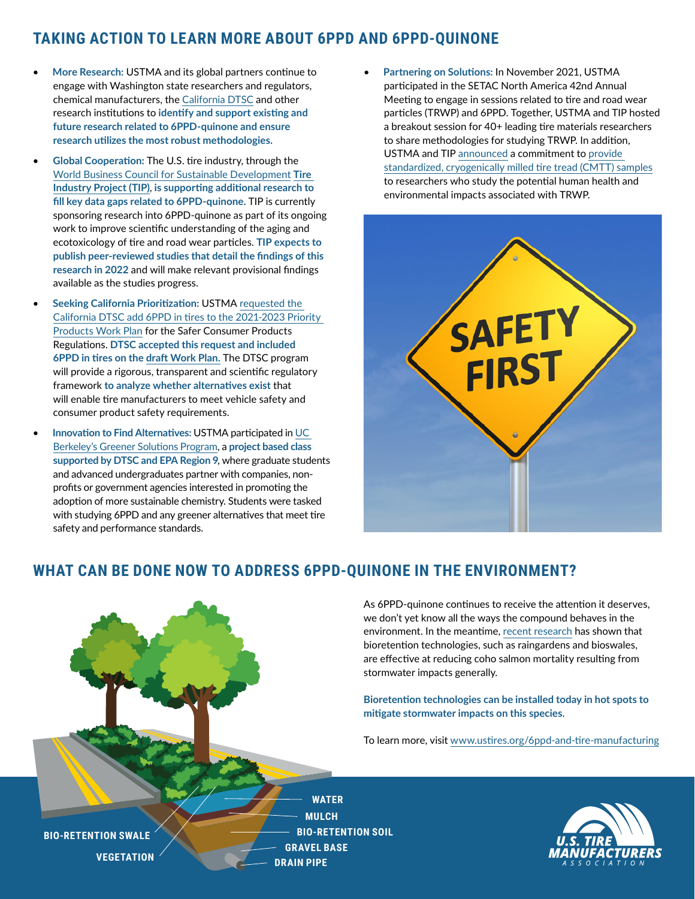## TAKING ACTION TO LEARN MORE ABOUT 6PPD AND 6PPD-QUINONE

- **More Research:** USTMA and its global partners continue to engage with Washington state researchers and regulators, chemical manufacturers, the California DTSC and other research institutions to **identify and support existing and future research related to 6PPD-quinone and ensure research utilizes the most robust methodologies.**
- **Global Cooperation:** The U.S. tire industry, through the World Business Council for Sustainable Development **Tire Industry Project (TIP), is supporting additional research to fill key data gaps related to 6PPD-quinone.** TIP is currently sponsoring research into 6PPD-quinone as part of its ongoing work to improve scientific understanding of the aging and ecotoxicology of tire and road wear particles. **TIP expects to publish peer-reviewed studies that detail the findings of this research in 2022** and will make relevant provisional findings available as the studies progress.
- **Seeking California Prioritization:** USTMA requested the California DTSC add 6PPD in tires to the 2021-2023 Priority Products Work Plan for the Safer Consumer Products Regulations. **DTSC accepted this request and included 6PPD in tires on the draft Work Plan.** The DTSC program will provide a rigorous, transparent and scientific regulatory framework **to analyze whether alternatives exist** that will enable tire manufacturers to meet vehicle safety and consumer product safety requirements.
- **Innovation to Find Alternatives:** USTMA participated in UC Berkeley's Greener Solutions Program, a **project based class supported by DTSC and EPA Region 9**, where graduate students and advanced undergraduates partner with companies, non-profits or government agencies interested in promoting the adoption of more sustainable chemistry. Students were tasked with studying 6PPD and any greener alternatives that meet tire safety and performance standards.
- **Partnering on Solutions:** In November 2021, USTMA participated in the SETAC North America 42nd Annual Meeting to engage in sessions related to tire and road wear particles (TRWP) and 6PPD. Together, USTMA and TIP hosted a breakout session for 40+ leading tire materials researchers to share methodologies for studying TRWP. In addition, USTMA and TIP announced a commitment to provide standardized, cryogenically milled tire tread (CMTT) samples to researchers who study the potential human health and environmental impacts associated with TRWP.

## WHAT CAN BE DONE NOW TO ADDRESS 6PPD-QUINONE IN THE ENVIRONMENT?

As 6PPD-quinone continues to receive the attention it deserves, we don't yet know all the ways the compound behaves in the environment. In the meantime, recent research has shown that bioretention technologies, such as raingardens and bioswales, are effective at reducing coho salmon mortality resulting from stormwater impacts generally.

**Bioretention technologies can be installed today in hot spots to mitigate stormwater impacts on this species.**

To learn more, visit www.ustires.org/6ppd-and-tire-manufacturing

BIO-RETENTION SWALE
VEGETATION
WATER
MULCH
BIO-RETENTION SOIL
GRAVEL BASE
DRAIN PIPE

U.S. TIRE MANUFACTURERS ASSOCIATION